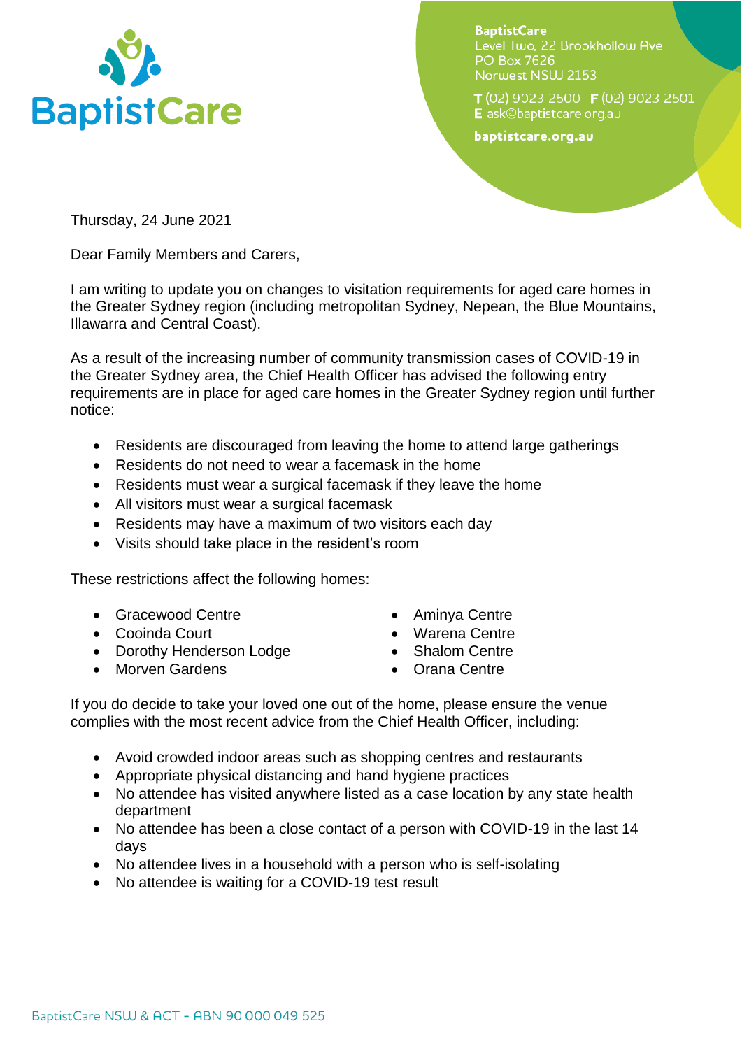BaptistCare

**BaptistCare**
Level Two, 22 Brookhollow Ave
PO Box 7626
Norwest NSW 2153

**T** (02) 9023 2500 **F** (02) 9023 2501
**E** ask@baptistcare.org.au

**baptistcare.org.au**

Thursday, 24 June 2021

Dear Family Members and Carers,

I am writing to update you on changes to visitation requirements for aged care homes in the Greater Sydney region (including metropolitan Sydney, Nepean, the Blue Mountains, Illawarra and Central Coast).

As a result of the increasing number of community transmission cases of COVID-19 in the Greater Sydney area, the Chief Health Officer has advised the following entry requirements are in place for aged care homes in the Greater Sydney region until further notice:

- Residents are discouraged from leaving the home to attend large gatherings
- Residents do not need to wear a facemask in the home
- Residents must wear a surgical facemask if they leave the home
- All visitors must wear a surgical facemask
- Residents may have a maximum of two visitors each day
- Visits should take place in the resident's room

These restrictions affect the following homes:

- Gracewood Centre
- Cooinda Court
- Dorothy Henderson Lodge
- Morven Gardens
- Aminya Centre
- Warena Centre
- Shalom Centre
- Orana Centre

If you do decide to take your loved one out of the home, please ensure the venue complies with the most recent advice from the Chief Health Officer, including:

- Avoid crowded indoor areas such as shopping centres and restaurants
- Appropriate physical distancing and hand hygiene practices
- No attendee has visited anywhere listed as a case location by any state health department
- No attendee has been a close contact of a person with COVID-19 in the last 14 days
- No attendee lives in a household with a person who is self-isolating
- No attendee is waiting for a COVID-19 test result

BaptistCare NSW & ACT - ABN 90 000 049 525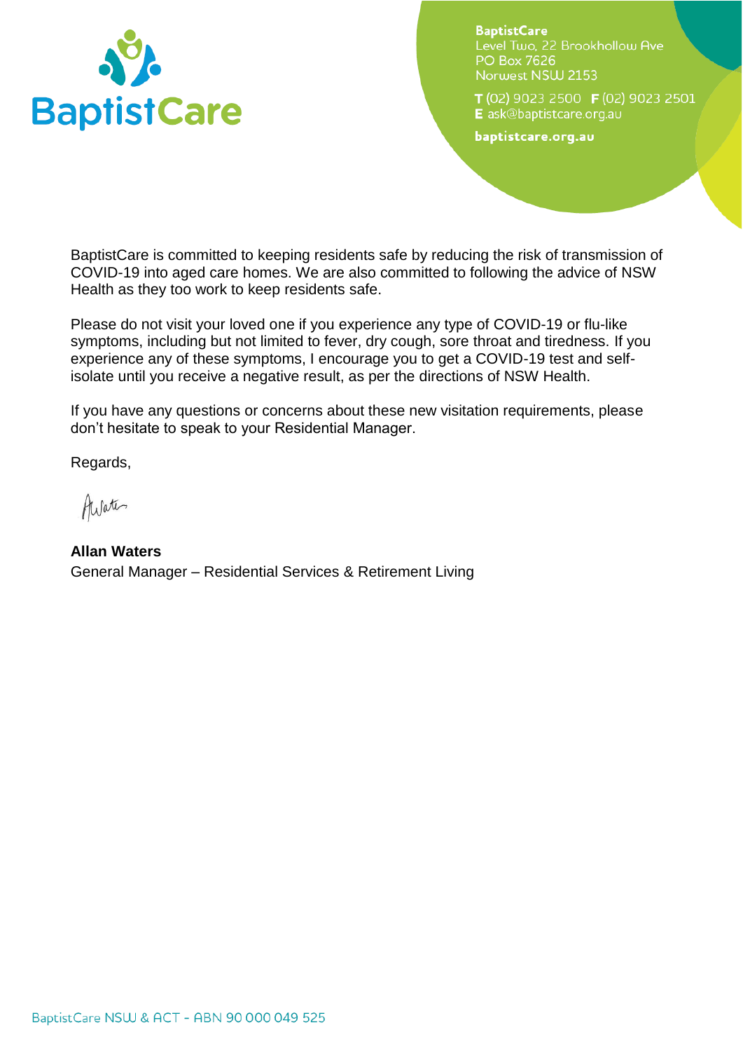BaptistCare
Level Two, 22 Brookhollow Ave
PO Box 7626
Norwest NSW 2153

T (02) 9023 2500 F (02) 9023 2501
E ask@baptistcare.org.au

baptistcare.org.au

BaptistCare is committed to keeping residents safe by reducing the risk of transmission of COVID-19 into aged care homes. We are also committed to following the advice of NSW Health as they too work to keep residents safe.

Please do not visit your loved one if you experience any type of COVID-19 or flu-like symptoms, including but not limited to fever, dry cough, sore throat and tiredness. If you experience any of these symptoms, I encourage you to get a COVID-19 test and self-isolate until you receive a negative result, as per the directions of NSW Health.

If you have any questions or concerns about these new visitation requirements, please don't hesitate to speak to your Residential Manager.

Regards,

**Allan Waters**
General Manager – Residential Services & Retirement Living

BaptistCare NSW & ACT - ABN 90 000 049 525